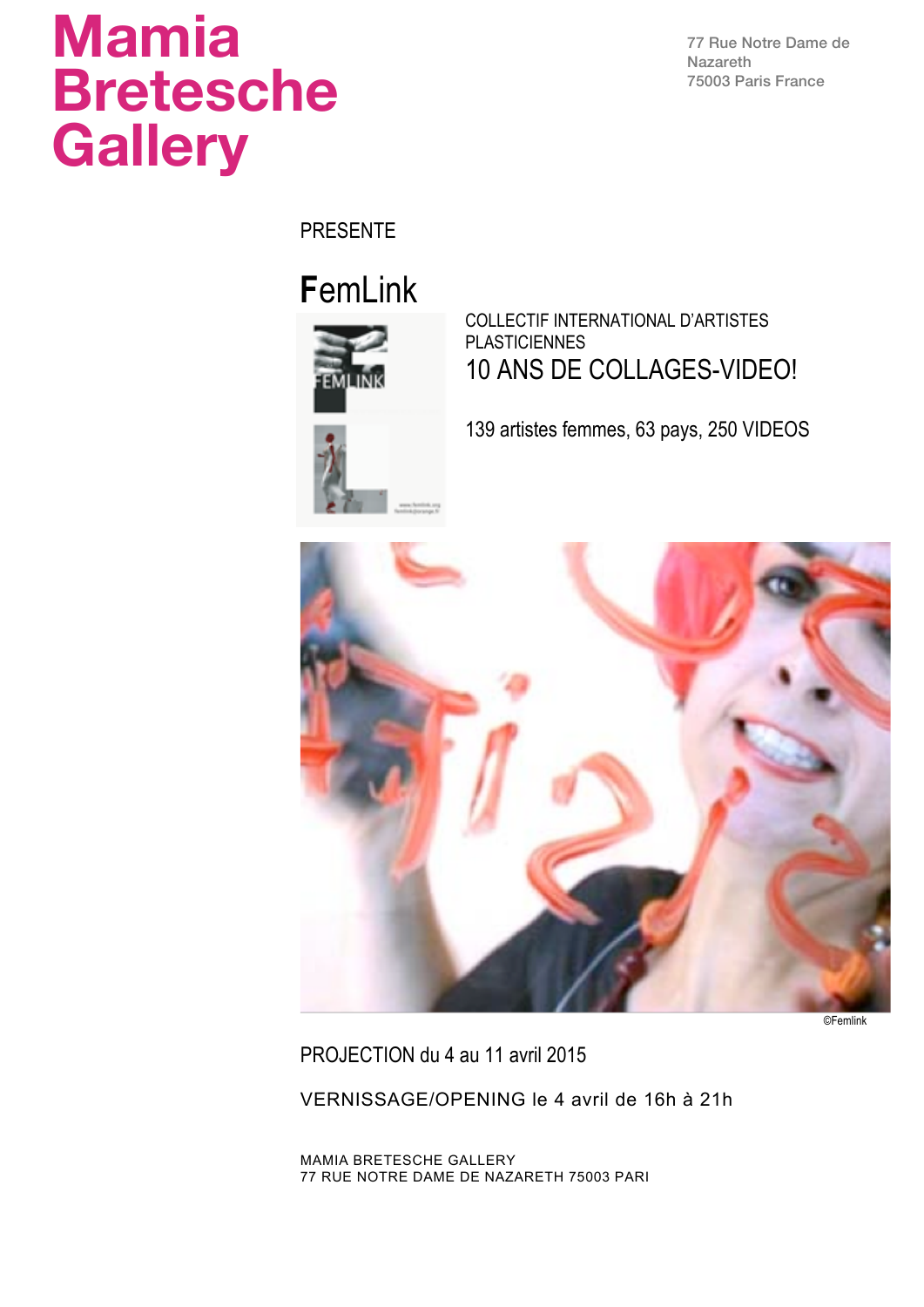# Mamia Bretesche Gallery

77 Rue Notre Dame de Nazareth
75003 Paris France

PRESENTE

## FemLink

COLLECTIF INTERNATIONAL D'ARTISTES PLASTICIENNES

### 10 ANS DE COLLAGES-VIDEO!

139 artistes femmes, 63 pays, 250 VIDEOS

©Femlink

PROJECTION du 4 au 11 avril 2015

VERNISSAGE/OPENING le 4 avril de 16h à 21h

MAMIA BRETESCHE GALLERY
77 RUE NOTRE DAME DE NAZARETH 75003 PARI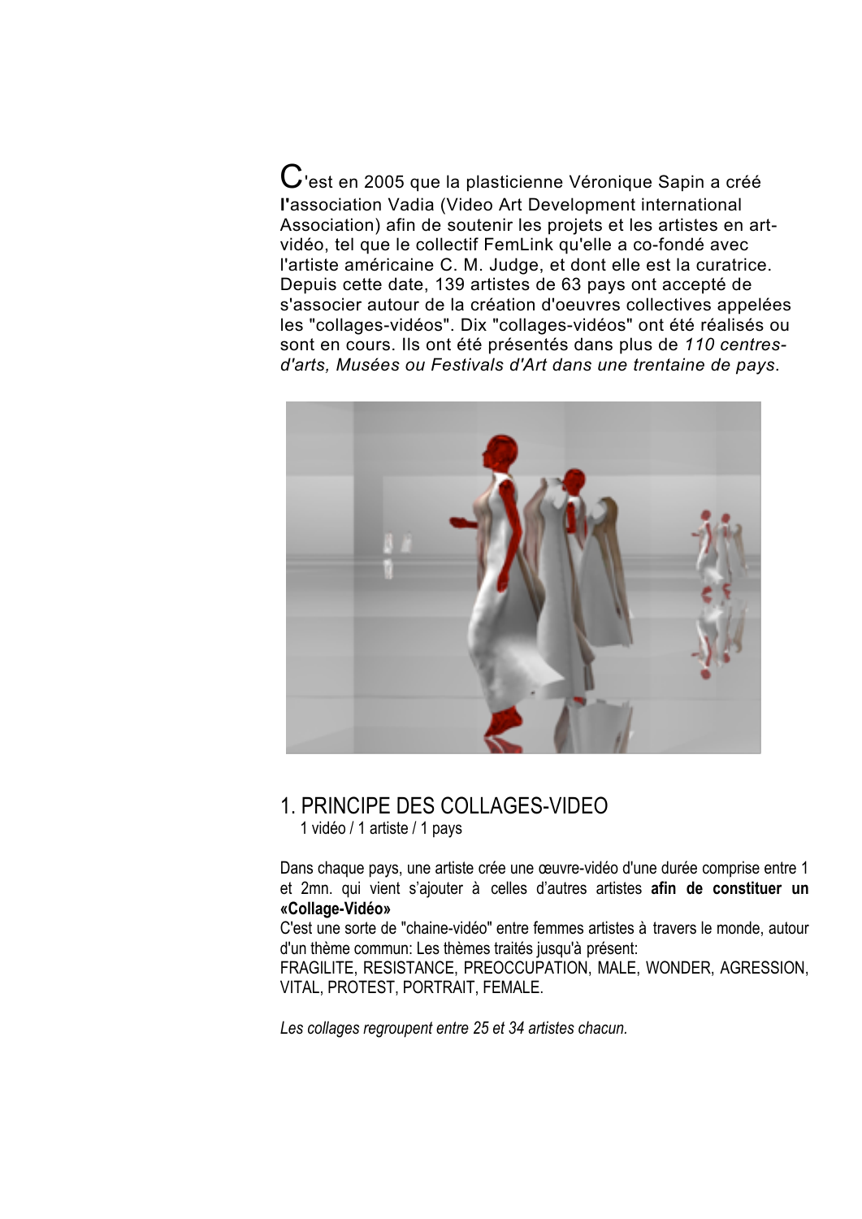C'est en 2005 que la plasticienne Véronique Sapin a créé **l'**association Vadia (Video Art Development international Association) afin de soutenir les projets et les artistes en art-vidéo, tel que le collectif FemLink qu'elle a co-fondé avec l'artiste américaine C. M. Judge, et dont elle est la curatrice. Depuis cette date, 139 artistes de 63 pays ont accepté de s'associer autour de la création d'oeuvres collectives appelées les "collages-vidéos". Dix "collages-vidéos" ont été réalisés ou sont en cours. Ils ont été présentés dans plus de *110 centres-d'arts, Musées ou Festivals d'Art dans une trentaine de pays*.

## 1. PRINCIPE DES COLLAGES-VIDEO

1 vidéo / 1 artiste / 1 pays

Dans chaque pays, une artiste crée une œuvre-vidéo d'une durée comprise entre 1 et 2mn. qui vient s'ajouter à celles d'autres artistes **afin de constituer un «Collage-Vidéo»**

C'est une sorte de "chaine-vidéo" entre femmes artistes à travers le monde, autour d'un thème commun: Les thèmes traités jusqu'à présent:

FRAGILITE, RESISTANCE, PREOCCUPATION, MALE, WONDER, AGRESSION, VITAL, PROTEST, PORTRAIT, FEMALE.

*Les collages regroupent entre 25 et 34 artistes chacun.*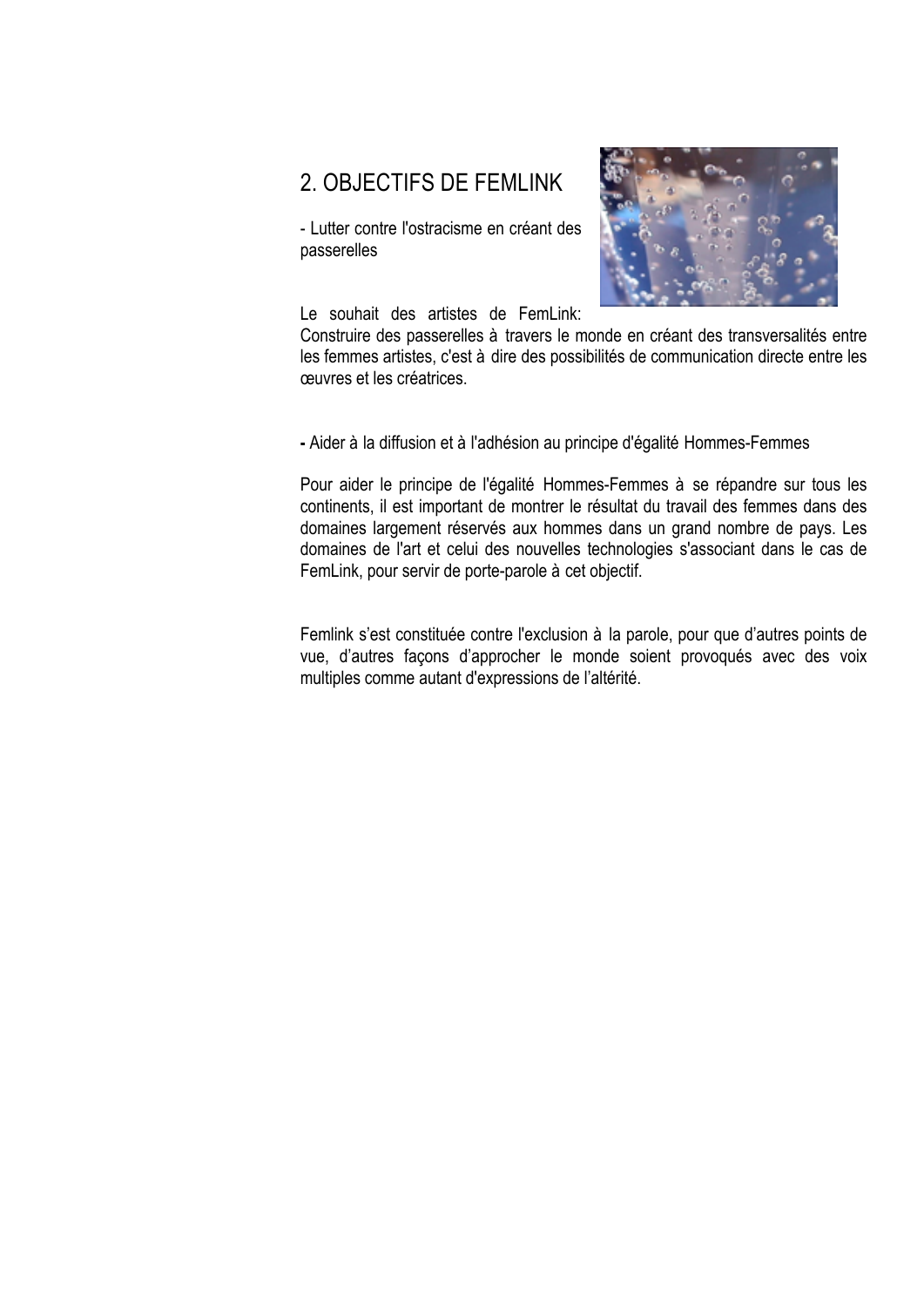## 2. OBJECTIFS DE FEMLINK

- Lutter contre l'ostracisme en créant des passerelles

Le souhait des artistes de FemLink: Construire des passerelles à travers le monde en créant des transversalités entre les femmes artistes, c'est à dire des possibilités de communication directe entre les œuvres et les créatrices.

- Aider à la diffusion et à l'adhésion au principe d'égalité Hommes-Femmes

Pour aider le principe de l'égalité Hommes-Femmes à se répandre sur tous les continents, il est important de montrer le résultat du travail des femmes dans des domaines largement réservés aux hommes dans un grand nombre de pays. Les domaines de l'art et celui des nouvelles technologies s'associant dans le cas de FemLink, pour servir de porte-parole à cet objectif.

Femlink s'est constituée contre l'exclusion à la parole, pour que d'autres points de vue, d'autres façons d'approcher le monde soient provoqués avec des voix multiples comme autant d'expressions de l'altérité.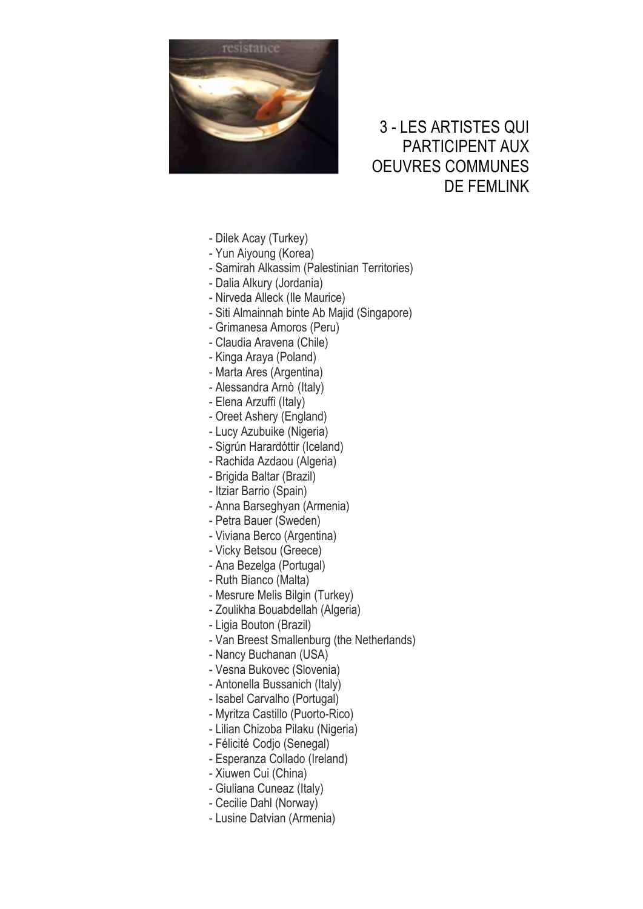## 3 - LES ARTISTES QUI PARTICIPENT AUX OEUVRES COMMUNES DE FEMLINK

- Dilek Acay (Turkey)
- Yun Aiyoung (Korea)
- Samirah Alkassim (Palestinian Territories)
- Dalia Alkury (Jordania)
- Nirveda Alleck (Ile Maurice)
- Siti Almainnah binte Ab Majid (Singapore)
- Grimanesa Amoros (Peru)
- Claudia Aravena (Chile)
- Kinga Araya (Poland)
- Marta Ares (Argentina)
- Alessandra Arnò (Italy)
- Elena Arzuffi (Italy)
- Oreet Ashery (England)
- Lucy Azubuike (Nigeria)
- Sigrún Harardóttir (Iceland)
- Rachida Azdaou (Algeria)
- Brigida Baltar (Brazil)
- Itziar Barrio (Spain)
- Anna Barseghyan (Armenia)
- Petra Bauer (Sweden)
- Viviana Berco (Argentina)
- Vicky Betsou (Greece)
- Ana Bezelga (Portugal)
- Ruth Bianco (Malta)
- Mesrure Melis Bilgin (Turkey)
- Zoulikha Bouabdellah (Algeria)
- Ligia Bouton (Brazil)
- Van Breest Smallenburg (the Netherlands)
- Nancy Buchanan (USA)
- Vesna Bukovec (Slovenia)
- Antonella Bussanich (Italy)
- Isabel Carvalho (Portugal)
- Myritza Castillo (Puorto-Rico)
- Lilian Chizoba Pilaku (Nigeria)
- Félicité Codjo (Senegal)
- Esperanza Collado (Ireland)
- Xiuwen Cui (China)
- Giuliana Cuneaz (Italy)
- Cecilie Dahl (Norway)
- Lusine Datvian (Armenia)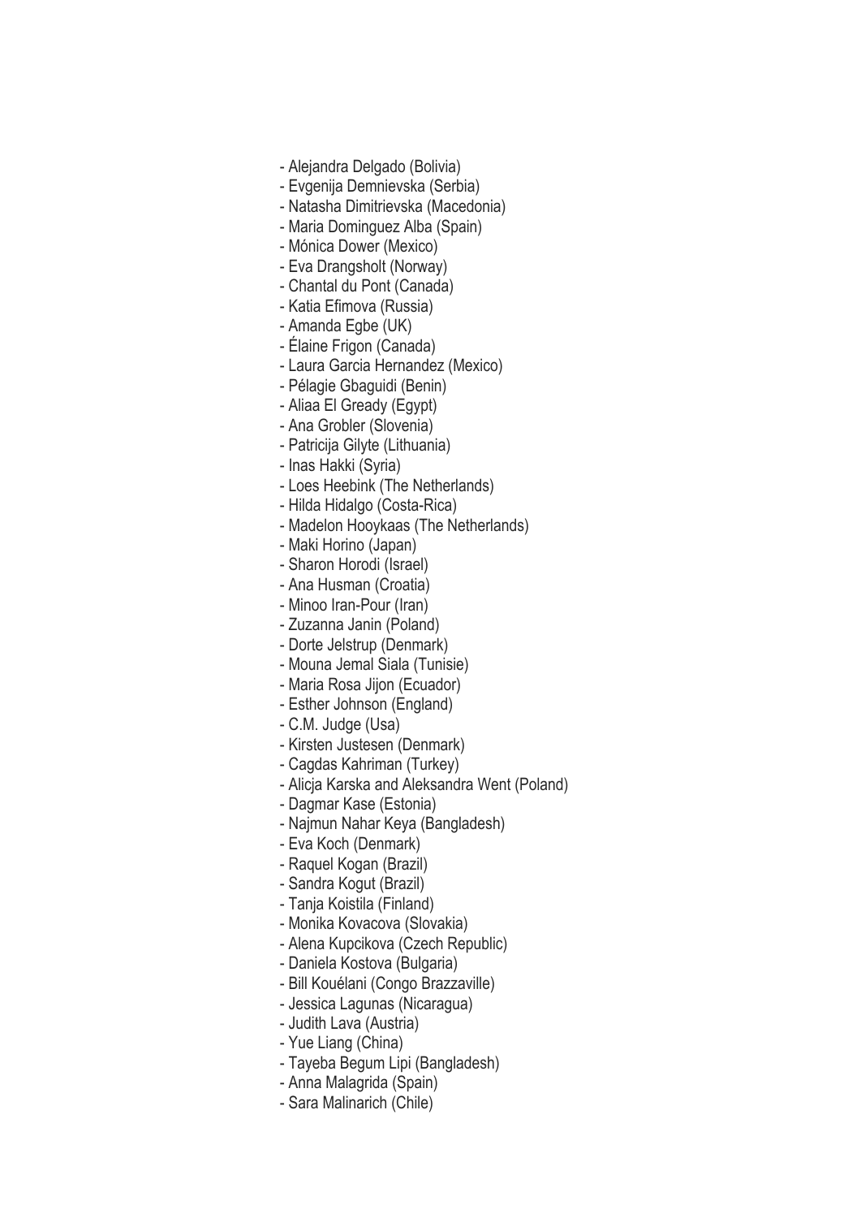- Alejandra Delgado (Bolivia)
- Evgenija Demnievska (Serbia)
- Natasha Dimitrievska (Macedonia)
- Maria Dominguez Alba (Spain)
- Mónica Dower (Mexico)
- Eva Drangsholt (Norway)
- Chantal du Pont (Canada)
- Katia Efimova (Russia)
- Amanda Egbe (UK)
- Élaine Frigon (Canada)
- Laura Garcia Hernandez (Mexico)
- Pélagie Gbaguidi (Benin)
- Aliaa El Gready (Egypt)
- Ana Grobler (Slovenia)
- Patricija Gilyte (Lithuania)
- Inas Hakki (Syria)
- Loes Heebink (The Netherlands)
- Hilda Hidalgo (Costa-Rica)
- Madelon Hooykaas (The Netherlands)
- Maki Horino (Japan)
- Sharon Horodi (Israel)
- Ana Husman (Croatia)
- Minoo Iran-Pour (Iran)
- Zuzanna Janin (Poland)
- Dorte Jelstrup (Denmark)
- Mouna Jemal Siala (Tunisie)
- Maria Rosa Jijon (Ecuador)
- Esther Johnson (England)
- C.M. Judge (Usa)
- Kirsten Justesen (Denmark)
- Cagdas Kahriman (Turkey)
- Alicja Karska and Aleksandra Went (Poland)
- Dagmar Kase (Estonia)
- Najmun Nahar Keya (Bangladesh)
- Eva Koch (Denmark)
- Raquel Kogan (Brazil)
- Sandra Kogut (Brazil)
- Tanja Koistila (Finland)
- Monika Kovacova (Slovakia)
- Alena Kupcikova (Czech Republic)
- Daniela Kostova (Bulgaria)
- Bill Kouélani (Congo Brazzaville)
- Jessica Lagunas (Nicaragua)
- Judith Lava (Austria)
- Yue Liang (China)
- Tayeba Begum Lipi (Bangladesh)
- Anna Malagrida (Spain)
- Sara Malinarich (Chile)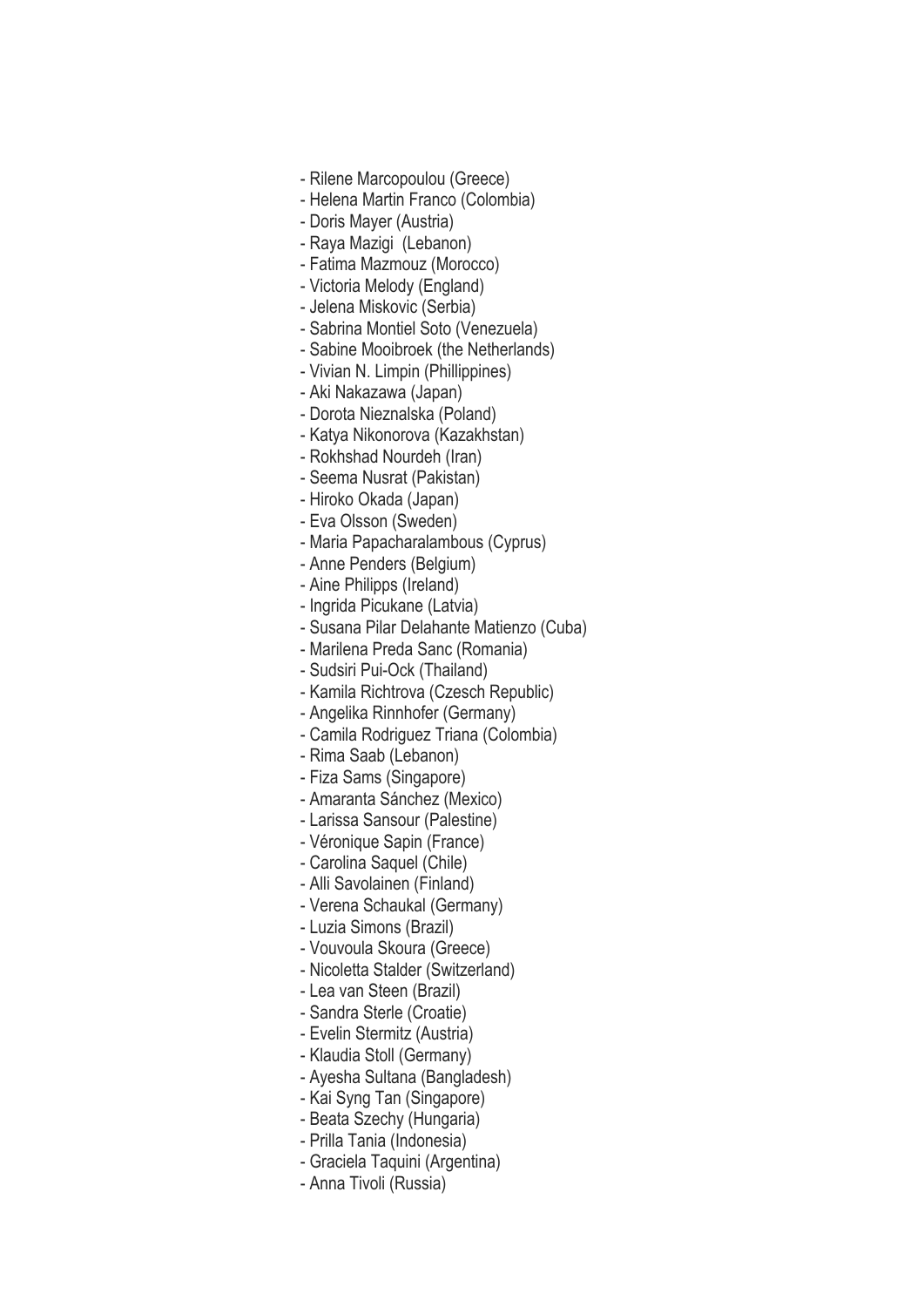- Rilene Marcopoulou (Greece)
- Helena Martin Franco (Colombia)
- Doris Mayer (Austria)
- Raya Mazigi  (Lebanon)
- Fatima Mazmouz (Morocco)
- Victoria Melody (England)
- Jelena Miskovic (Serbia)
- Sabrina Montiel Soto (Venezuela)
- Sabine Mooibroek (the Netherlands)
- Vivian N. Limpin (Phillippines)
- Aki Nakazawa (Japan)
- Dorota Nieznalska (Poland)
- Katya Nikonorova (Kazakhstan)
- Rokhshad Nourdeh (Iran)
- Seema Nusrat (Pakistan)
- Hiroko Okada (Japan)
- Eva Olsson (Sweden)
- Maria Papacharalambous (Cyprus)
- Anne Penders (Belgium)
- Aine Philipps (Ireland)
- Ingrida Picukane (Latvia)
- Susana Pilar Delahante Matienzo (Cuba)
- Marilena Preda Sanc (Romania)
- Sudsiri Pui-Ock (Thailand)
- Kamila Richtrova (Czesch Republic)
- Angelika Rinnhofer (Germany)
- Camila Rodriguez Triana (Colombia)
- Rima Saab (Lebanon)
- Fiza Sams (Singapore)
- Amaranta Sánchez (Mexico)
- Larissa Sansour (Palestine)
- Véronique Sapin (France)
- Carolina Saquel (Chile)
- Alli Savolainen (Finland)
- Verena Schaukal (Germany)
- Luzia Simons (Brazil)
- Vouvoula Skoura (Greece)
- Nicoletta Stalder (Switzerland)
- Lea van Steen (Brazil)
- Sandra Sterle (Croatie)
- Evelin Stermitz (Austria)
- Klaudia Stoll (Germany)
- Ayesha Sultana (Bangladesh)
- Kai Syng Tan (Singapore)
- Beata Szechy (Hungaria)
- Prilla Tania (Indonesia)
- Graciela Taquini (Argentina)
- Anna Tivoli (Russia)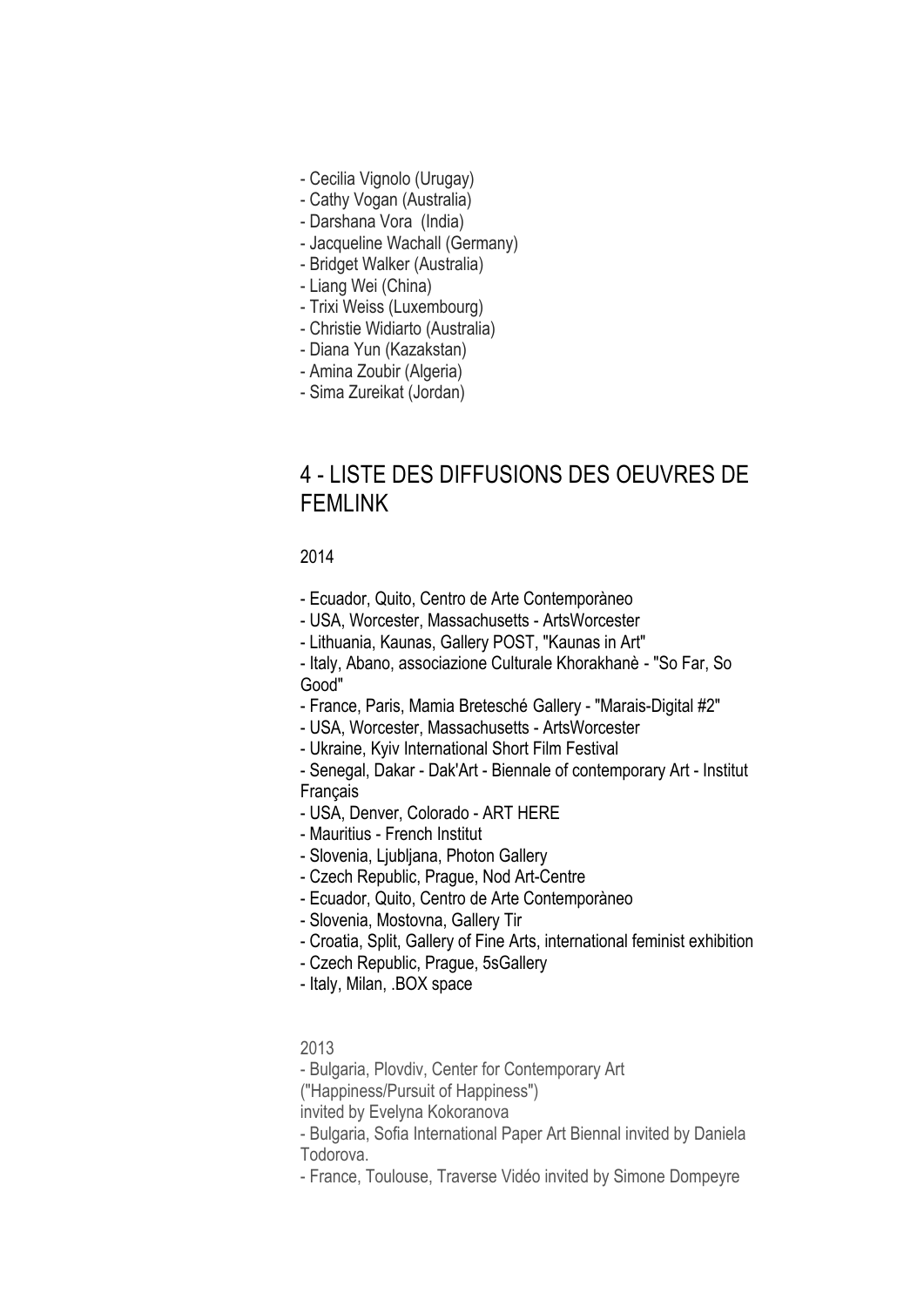- Cecilia Vignolo (Urugay)
- Cathy Vogan (Australia)
- Darshana Vora  (India)
- Jacqueline Wachall (Germany)
- Bridget Walker (Australia)
- Liang Wei (China)
- Trixi Weiss (Luxembourg)
- Christie Widiarto (Australia)
- Diana Yun (Kazakstan)
- Amina Zoubir (Algeria)
- Sima Zureikat (Jordan)

## 4 - LISTE DES DIFFUSIONS DES OEUVRES DE FEMLINK

2014

- Ecuador, Quito, Centro de Arte Contemporàneo
- USA, Worcester, Massachusetts - ArtsWorcester
- Lithuania, Kaunas, Gallery POST, "Kaunas in Art"
- Italy, Abano, associazione Culturale Khorakhanè - "So Far, So Good"
- France, Paris, Mamia Bretesché Gallery - "Marais-Digital #2"
- USA, Worcester, Massachusetts - ArtsWorcester
- Ukraine, Kyiv International Short Film Festival
- Senegal, Dakar - Dak'Art - Biennale of contemporary Art - Institut Français
- USA, Denver, Colorado - ART HERE
- Mauritius - French Institut
- Slovenia, Ljubljana, Photon Gallery
- Czech Republic, Prague, Nod Art-Centre
- Ecuador, Quito, Centro de Arte Contemporàneo
- Slovenia, Mostovna, Gallery Tir
- Croatia, Split, Gallery of Fine Arts, international feminist exhibition
- Czech Republic, Prague, 5sGallery
- Italy, Milan, .BOX space

2013

- Bulgaria, Plovdiv, Center for Contemporary Art ("Happiness/Pursuit of Happiness") invited by Evelyna Kokoranova
- Bulgaria, Sofia International Paper Art Biennal invited by Daniela Todorova.
- France, Toulouse, Traverse Vidéo invited by Simone Dompeyre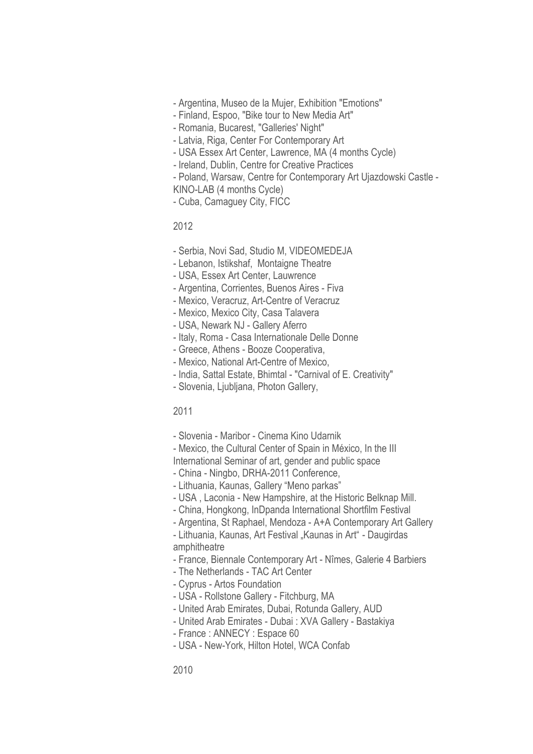- Argentina, Museo de la Mujer, Exhibition "Emotions"
- Finland, Espoo, "Bike tour to New Media Art"
- Romania, Bucarest, "Galleries' Night"
- Latvia, Riga, Center For Contemporary Art
- USA Essex Art Center, Lawrence, MA (4 months Cycle)
- Ireland, Dublin, Centre for Creative Practices
- Poland, Warsaw, Centre for Contemporary Art Ujazdowski Castle - KINO-LAB (4 months Cycle)
- Cuba, Camaguey City, FICC

2012

- Serbia, Novi Sad, Studio M, VIDEOMEDEJA
- Lebanon, Istikshaf, Montaigne Theatre
- USA, Essex Art Center, Lauwrence
- Argentina, Corrientes, Buenos Aires - Fiva
- Mexico, Veracruz, Art-Centre of Veracruz
- Mexico, Mexico City, Casa Talavera
- USA, Newark NJ - Gallery Aferro
- Italy, Roma - Casa Internationale Delle Donne
- Greece, Athens - Booze Cooperativa,
- Mexico, National Art-Centre of Mexico,
- India, Sattal Estate, Bhimtal - "Carnival of E. Creativity"
- Slovenia, Ljubljana, Photon Gallery,

2011

- Slovenia - Maribor - Cinema Kino Udarnik
- Mexico, the Cultural Center of Spain in México, In the III International Seminar of art, gender and public space
- China - Ningbo, DRHA-2011 Conference,
- Lithuania, Kaunas, Gallery "Meno parkas"
- USA , Laconia - New Hampshire, at the Historic Belknap Mill.
- China, Hongkong, InDpanda International Shortfilm Festival
- Argentina, St Raphael, Mendoza - A+A Contemporary Art Gallery
- Lithuania, Kaunas, Art Festival „Kaunas in Art" - Daugirdas amphitheatre
- France, Biennale Contemporary Art - Nîmes, Galerie 4 Barbiers
- The Netherlands - TAC Art Center
- Cyprus - Artos Foundation
- USA - Rollstone Gallery - Fitchburg, MA
- United Arab Emirates, Dubai, Rotunda Gallery, AUD
- United Arab Emirates - Dubai : XVA Gallery - Bastakiya
- France : ANNECY : Espace 60
- USA - New-York, Hilton Hotel, WCA Confab

2010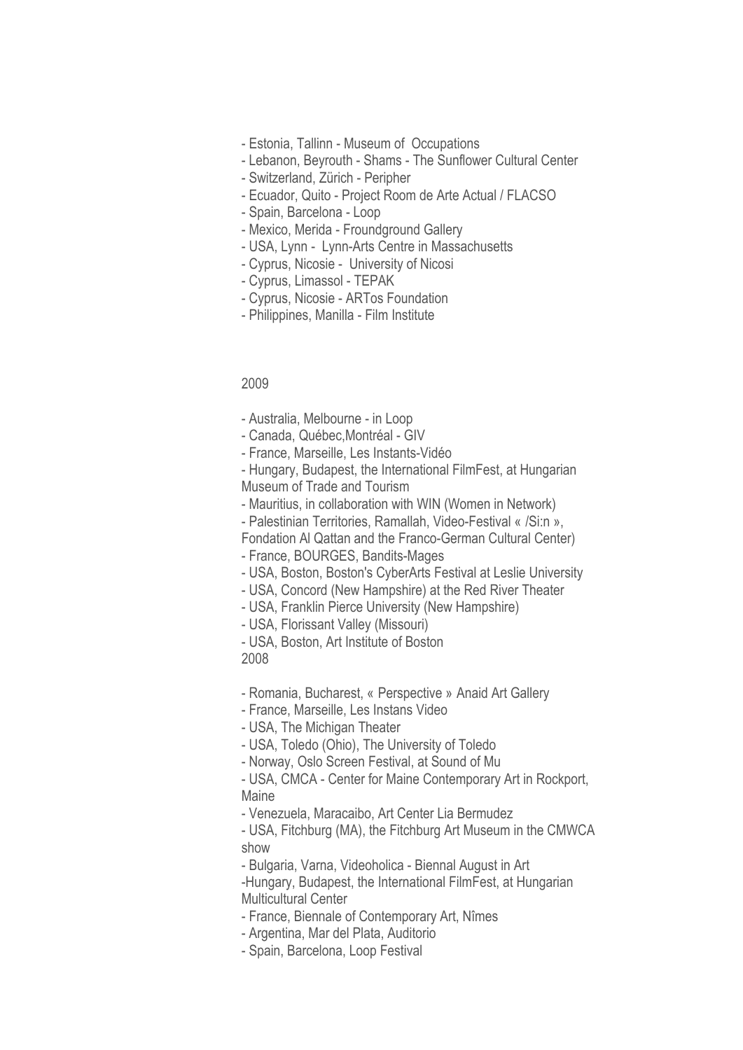- Estonia, Tallinn - Museum of  Occupations
- Lebanon, Beyrouth - Shams - The Sunflower Cultural Center
- Switzerland, Zürich - Peripher
- Ecuador, Quito - Project Room de Arte Actual / FLACSO
- Spain, Barcelona - Loop
- Mexico, Merida - Froundground Gallery
- USA, Lynn -  Lynn-Arts Centre in Massachusetts
- Cyprus, Nicosie -  University of Nicosi
- Cyprus, Limassol - TEPAK
- Cyprus, Nicosie - ARTos Foundation
- Philippines, Manilla - Film Institute

2009

- Australia, Melbourne - in Loop
- Canada, Québec,Montréal - GIV
- France, Marseille, Les Instants-Vidéo
- Hungary, Budapest, the International FilmFest, at Hungarian Museum of Trade and Tourism
- Mauritius, in collaboration with WIN (Women in Network)
- Palestinian Territories, Ramallah, Video-Festival « /Si:n », Fondation Al Qattan and the Franco-German Cultural Center)
- France, BOURGES, Bandits-Mages
- USA, Boston, Boston's CyberArts Festival at Leslie University
- USA, Concord (New Hampshire) at the Red River Theater
- USA, Franklin Pierce University (New Hampshire)
- USA, Florissant Valley (Missouri)
- USA, Boston, Art Institute of Boston

2008

- Romania, Bucharest, « Perspective » Anaid Art Gallery
- France, Marseille, Les Instans Video
- USA, The Michigan Theater
- USA, Toledo (Ohio), The University of Toledo
- Norway, Oslo Screen Festival, at Sound of Mu
- USA, CMCA - Center for Maine Contemporary Art in Rockport, Maine
- Venezuela, Maracaibo, Art Center Lia Bermudez
- USA, Fitchburg (MA), the Fitchburg Art Museum in the CMWCA show
- Bulgaria, Varna, Videoholica - Biennal August in Art
- Hungary, Budapest, the International FilmFest, at Hungarian Multicultural Center
- France, Biennale of Contemporary Art, Nîmes
- Argentina, Mar del Plata, Auditorio
- Spain, Barcelona, Loop Festival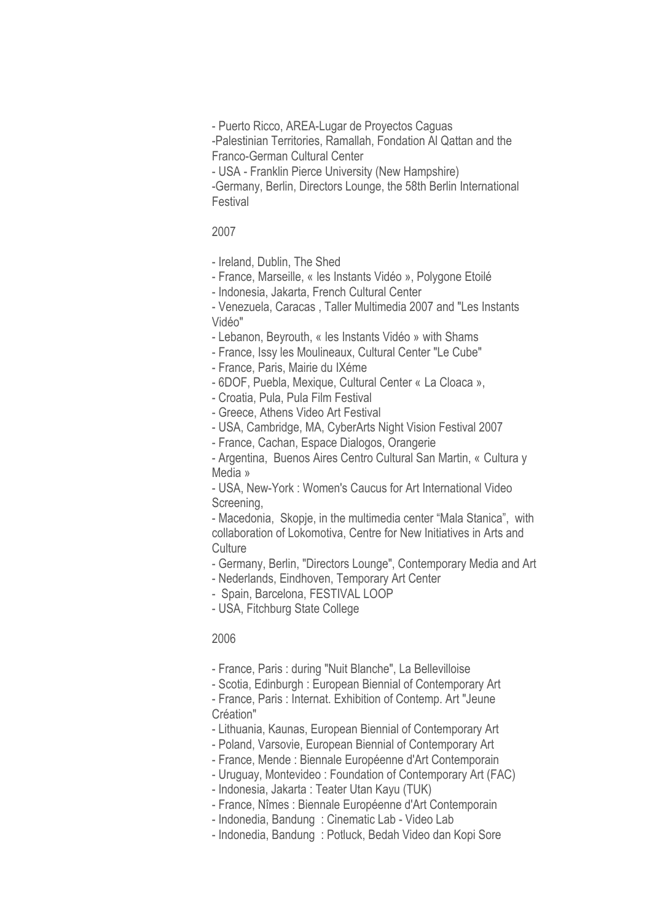- Puerto Ricco, AREA-Lugar de Proyectos Caguas
-Palestinian Territories, Ramallah, Fondation Al Qattan and the Franco-German Cultural Center
- USA - Franklin Pierce University (New Hampshire)
-Germany, Berlin, Directors Lounge, the 58th Berlin International Festival

2007

- Ireland, Dublin, The Shed
- France, Marseille, « les Instants Vidéo », Polygone Etoilé
- Indonesia, Jakarta, French Cultural Center
- Venezuela, Caracas , Taller Multimedia 2007 and "Les Instants Vidéo"
- Lebanon, Beyrouth, « les Instants Vidéo » with Shams
- France, Issy les Moulineaux, Cultural Center "Le Cube"
- France, Paris, Mairie du IXéme
- 6DOF, Puebla, Mexique, Cultural Center « La Cloaca »,
- Croatia, Pula, Pula Film Festival
- Greece, Athens Video Art Festival
- USA, Cambridge, MA, CyberArts Night Vision Festival 2007
- France, Cachan, Espace Dialogos, Orangerie
- Argentina, Buenos Aires Centro Cultural San Martin, « Cultura y Media »
- USA, New-York : Women's Caucus for Art International Video Screening,
- Macedonia, Skopje, in the multimedia center "Mala Stanica", with collaboration of Lokomotiva, Centre for New Initiatives in Arts and Culture
- Germany, Berlin, "Directors Lounge", Contemporary Media and Art
- Nederlands, Eindhoven, Temporary Art Center
- Spain, Barcelona, FESTIVAL LOOP
- USA, Fitchburg State College

2006

- France, Paris : during "Nuit Blanche", La Bellevilloise
- Scotia, Edinburgh : European Biennial of Contemporary Art
- France, Paris : Internat. Exhibition of Contemp. Art "Jeune Création"
- Lithuania, Kaunas, European Biennial of Contemporary Art
- Poland, Varsovie, European Biennial of Contemporary Art
- France, Mende : Biennale Européenne d'Art Contemporain
- Uruguay, Montevideo : Foundation of Contemporary Art (FAC)
- Indonesia, Jakarta : Teater Utan Kayu (TUK)
- France, Nîmes : Biennale Européenne d'Art Contemporain
- Indonedia, Bandung : Cinematic Lab - Video Lab
- Indonedia, Bandung : Potluck, Bedah Video dan Kopi Sore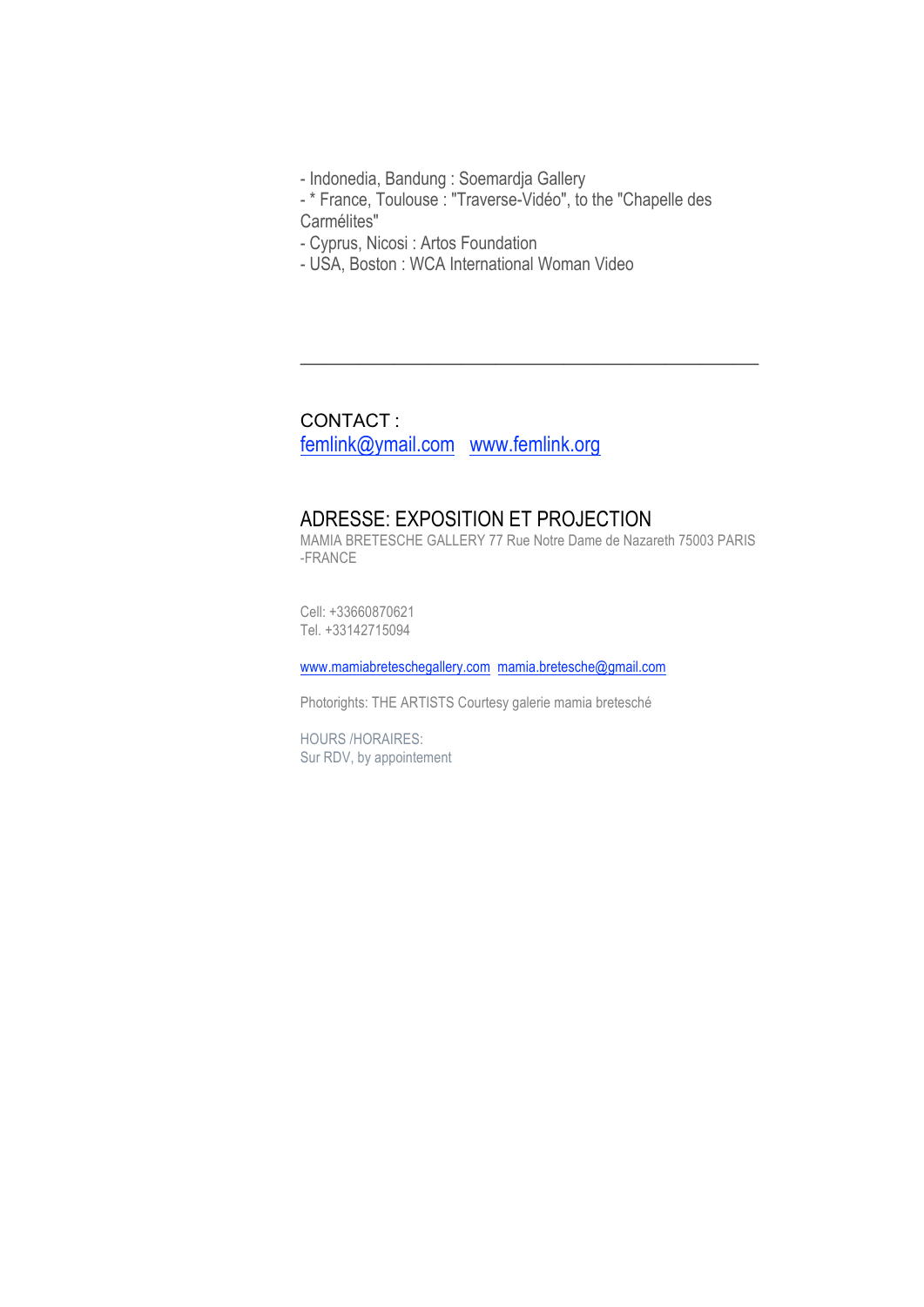- Indonedia, Bandung : Soemardja Gallery
- * France, Toulouse : "Traverse-Vidéo", to the "Chapelle des Carmélites"
- Cyprus, Nicosi : Artos Foundation
- USA, Boston : WCA International Woman Video

---

CONTACT :
femlink@ymail.com   www.femlink.org

## ADRESSE: EXPOSITION ET PROJECTION

MAMIA BRETESCHE GALLERY 77 Rue Notre Dame de Nazareth 75003 PARIS -FRANCE

Cell: +33660870621
Tel. +33142715094

www.mamiabreteschegallery.com  mamia.bretesche@gmail.com

Photorights: THE ARTISTS Courtesy galerie mamia bretesché

HOURS /HORAIRES:
Sur RDV, by appointement